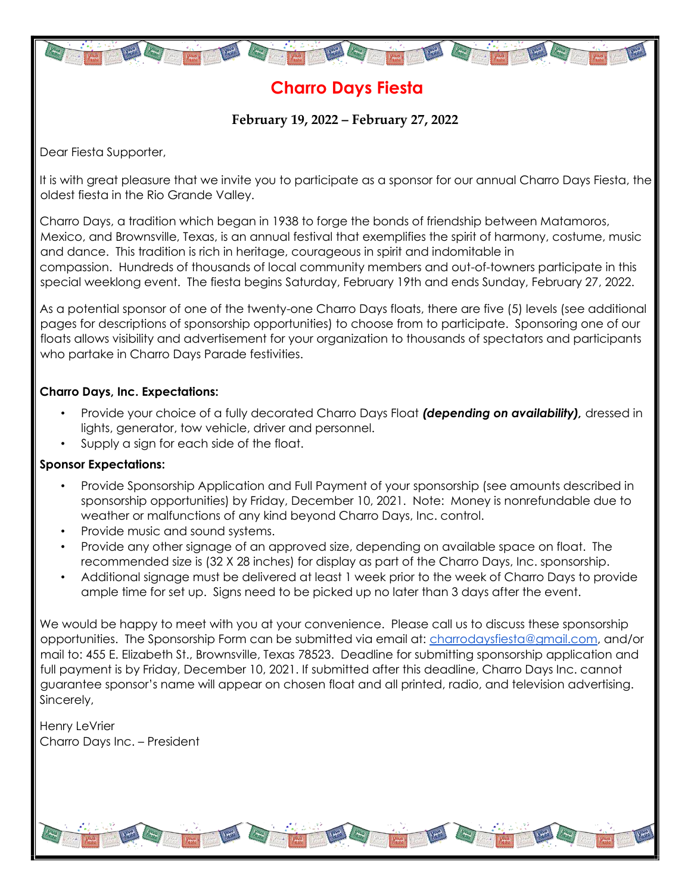# Charro Days Fiesta

**February 19, 2022 – February 27, 2022**

Dear Fiesta Supporter,

It is with great pleasure that we invite you to participate as a sponsor for our annual Charro Days Fiesta, the oldest fiesta in the Rio Grande Valley.

Charro Days, a tradition which began in 1938 to forge the bonds of friendship between Matamoros, Mexico, and Brownsville, Texas, is an annual festival that exemplifies the spirit of harmony, costume, music and dance. This tradition is rich in heritage, courageous in spirit and indomitable in compassion. Hundreds of thousands of local community members and out-of-towners participate in this special weeklong event. The fiesta begins Saturday, February 19th and ends Sunday, February 27, 2022.

As a potential sponsor of one of the twenty-one Charro Days floats, there are five (5) levels (see additional pages for descriptions of sponsorship opportunities) to choose from to participate. Sponsoring one of our floats allows visibility and advertisement for your organization to thousands of spectators and participants who partake in Charro Days Parade festivities.

**Charro Days, Inc. Expectations:**

- Provide your choice of a fully decorated Charro Days Float ***(depending on availability)***, dressed in lights, generator, tow vehicle, driver and personnel.
- Supply a sign for each side of the float.

**Sponsor Expectations:**

- Provide Sponsorship Application and Full Payment of your sponsorship (see amounts described in sponsorship opportunities) by Friday, December 10, 2021. Note: Money is nonrefundable due to weather or malfunctions of any kind beyond Charro Days, Inc. control.
- Provide music and sound systems.
- Provide any other signage of an approved size, depending on available space on float. The recommended size is (32 X 28 inches) for display as part of the Charro Days, Inc. sponsorship.
- Additional signage must be delivered at least 1 week prior to the week of Charro Days to provide ample time for set up. Signs need to be picked up no later than 3 days after the event.

We would be happy to meet with you at your convenience. Please call us to discuss these sponsorship opportunities. The Sponsorship Form can be submitted via email at: charrodaysfiesta@gmail.com, and/or mail to: 455 E. Elizabeth St., Brownsville, Texas 78523. Deadline for submitting sponsorship application and full payment is by Friday, December 10, 2021. If submitted after this deadline, Charro Days Inc. cannot guarantee sponsor's name will appear on chosen float and all printed, radio, and television advertising.
Sincerely,

Henry LeVrier
Charro Days Inc. – President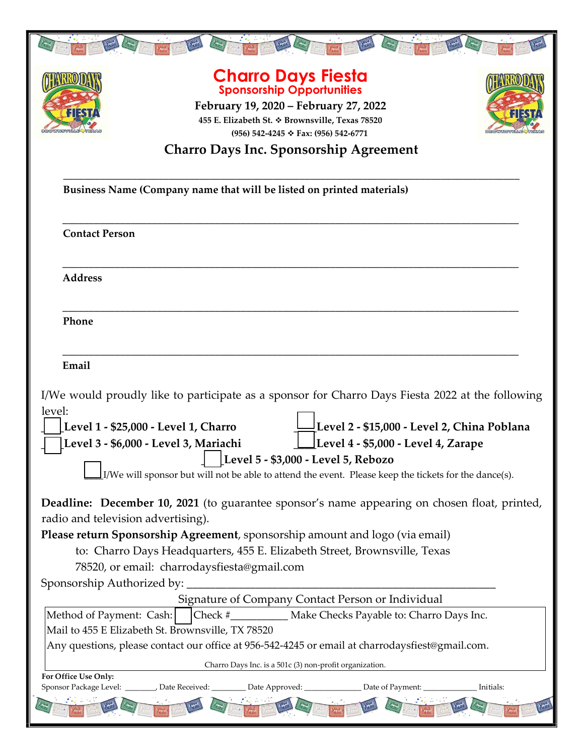# Charro Days Fiesta

## Sponsorship Opportunities

**February 19, 2020 – February 27, 2022**

**455 E. Elizabeth St. ❖ Brownsville, Texas 78520**

**(956) 542-4245 ❖ Fax: (956) 542-6771**

## Charro Days Inc. Sponsorship Agreement

\_\_\_\_\_\_\_\_\_\_\_\_\_\_\_\_\_\_\_\_\_\_\_\_\_\_\_\_\_\_\_\_\_\_\_\_\_\_\_\_\_\_\_\_\_\_\_\_\_\_\_\_\_\_\_\_\_\_\_\_\_\_\_\_

**Business Name (Company name that will be listed on printed materials)**

\_\_\_\_\_\_\_\_\_\_\_\_\_\_\_\_\_\_\_\_\_\_\_\_\_\_\_\_\_\_\_\_\_\_\_\_\_\_\_\_\_\_\_\_\_\_\_\_\_\_\_\_\_\_\_\_\_\_\_\_\_\_\_\_

**Contact Person**

\_\_\_\_\_\_\_\_\_\_\_\_\_\_\_\_\_\_\_\_\_\_\_\_\_\_\_\_\_\_\_\_\_\_\_\_\_\_\_\_\_\_\_\_\_\_\_\_\_\_\_\_\_\_\_\_\_\_\_\_\_\_\_\_

**Address**

\_\_\_\_\_\_\_\_\_\_\_\_\_\_\_\_\_\_\_\_\_\_\_\_\_\_\_\_\_\_\_\_\_\_\_\_\_\_\_\_\_\_\_\_\_\_\_\_\_\_\_\_\_\_\_\_\_\_\_\_\_\_\_\_

**Phone**

\_\_\_\_\_\_\_\_\_\_\_\_\_\_\_\_\_\_\_\_\_\_\_\_\_\_\_\_\_\_\_\_\_\_\_\_\_\_\_\_\_\_\_\_\_\_\_\_\_\_\_\_\_\_\_\_\_\_\_\_\_\_\_\_

**Email**

I/We would proudly like to participate as a sponsor for Charro Days Fiesta 2022 at the following level:

- ☐ **Level 1 - $25,000 - Level 1, Charro**
- ☐ **Level 2 - $15,000 - Level 2, China Poblana**
- ☐ **Level 3 - $6,000 - Level 3, Mariachi**
- ☐ **Level 4 - $5,000 - Level 4, Zarape**
- ☐ **Level 5 - $3,000 - Level 5, Rebozo**

☐ I/We will sponsor but will not be able to attend the event. Please keep the tickets for the dance(s).

**Deadline: December 10, 2021** (to guarantee sponsor's name appearing on chosen float, printed, radio and television advertising).

**Please return Sponsorship Agreement**, sponsorship amount and logo (via email) to: Charro Days Headquarters, 455 E. Elizabeth Street, Brownsville, Texas 78520, or email: charrodaysfiesta@gmail.com

Sponsorship Authorized by: \_\_\_\_\_\_\_\_\_\_\_\_\_\_\_\_\_\_\_\_\_\_\_\_\_\_\_\_\_\_\_\_\_\_\_\_\_\_\_\_\_\_\_\_

Signature of Company Contact Person or Individual

Method of Payment: Cash: ☐ Check #\_\_\_\_\_\_\_\_\_\_\_ Make Checks Payable to: Charro Days Inc.

Mail to 455 E Elizabeth St. Brownsville, TX 78520

Any questions, please contact our office at 956-542-4245 or email at charrodaysfiest@gmail.com.

Charro Days Inc. is a 501c (3) non-profit organization.

**For Office Use Only:**

Sponsor Package Level: \_\_\_\_\_\_\_\_, Date Received: \_\_\_\_\_\_\_\_\_ Date Approved: \_\_\_\_\_\_\_\_\_\_\_\_\_\_ Date of Payment: \_\_\_\_\_\_\_\_\_\_\_\_\_\_ Initials: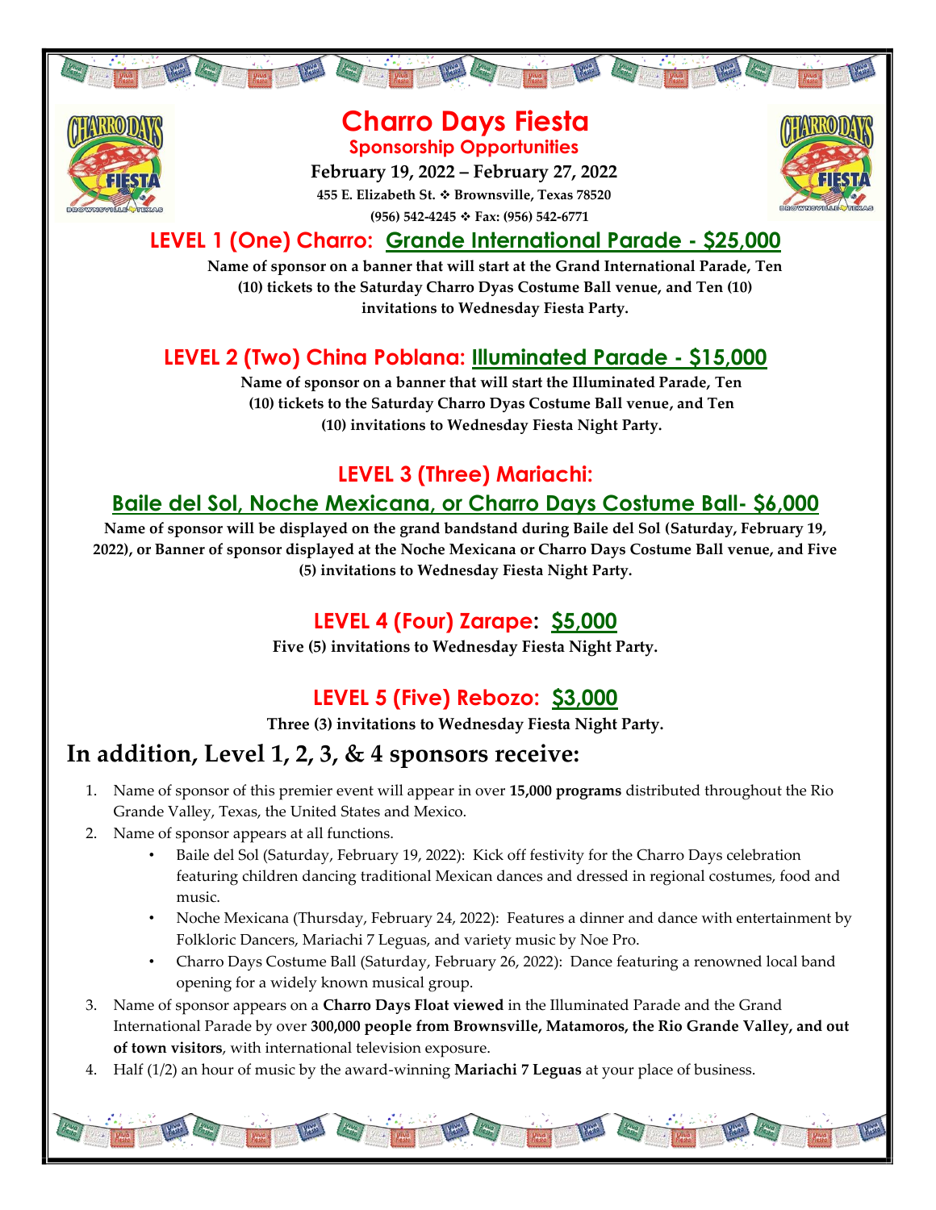# Charro Days Fiesta

## Sponsorship Opportunities

**February 19, 2022 – February 27, 2022**

**455 E. Elizabeth St. ❖ Brownsville, Texas 78520**

**(956) 542-4245 ❖ Fax: (956) 542-6771**

## LEVEL 1 (One) Charro: Grande International Parade - $25,000

**Name of sponsor on a banner that will start at the Grand International Parade, Ten (10) tickets to the Saturday Charro Dyas Costume Ball venue, and Ten (10) invitations to Wednesday Fiesta Party.**

## LEVEL 2 (Two) China Poblana: Illuminated Parade - $15,000

**Name of sponsor on a banner that will start the Illuminated Parade, Ten (10) tickets to the Saturday Charro Dyas Costume Ball venue, and Ten (10) invitations to Wednesday Fiesta Night Party.**

## LEVEL 3 (Three) Mariachi: Baile del Sol, Noche Mexicana, or Charro Days Costume Ball- $6,000

**Name of sponsor will be displayed on the grand bandstand during Baile del Sol (Saturday, February 19, 2022), or Banner of sponsor displayed at the Noche Mexicana or Charro Days Costume Ball venue, and Five (5) invitations to Wednesday Fiesta Night Party.**

## LEVEL 4 (Four) Zarape: $5,000

**Five (5) invitations to Wednesday Fiesta Night Party.**

## LEVEL 5 (Five) Rebozo: $3,000

**Three (3) invitations to Wednesday Fiesta Night Party.**

## In addition, Level 1, 2, 3, & 4 sponsors receive:

1. Name of sponsor of this premier event will appear in over **15,000 programs** distributed throughout the Rio Grande Valley, Texas, the United States and Mexico.
2. Name of sponsor appears at all functions.
   - Baile del Sol (Saturday, February 19, 2022): Kick off festivity for the Charro Days celebration featuring children dancing traditional Mexican dances and dressed in regional costumes, food and music.
   - Noche Mexicana (Thursday, February 24, 2022): Features a dinner and dance with entertainment by Folkloric Dancers, Mariachi 7 Leguas, and variety music by Noe Pro.
   - Charro Days Costume Ball (Saturday, February 26, 2022): Dance featuring a renowned local band opening for a widely known musical group.
3. Name of sponsor appears on a **Charro Days Float viewed** in the Illuminated Parade and the Grand International Parade by over **300,000 people from Brownsville, Matamoros, the Rio Grande Valley, and out of town visitors**, with international television exposure.
4. Half (1/2) an hour of music by the award-winning **Mariachi 7 Leguas** at your place of business.